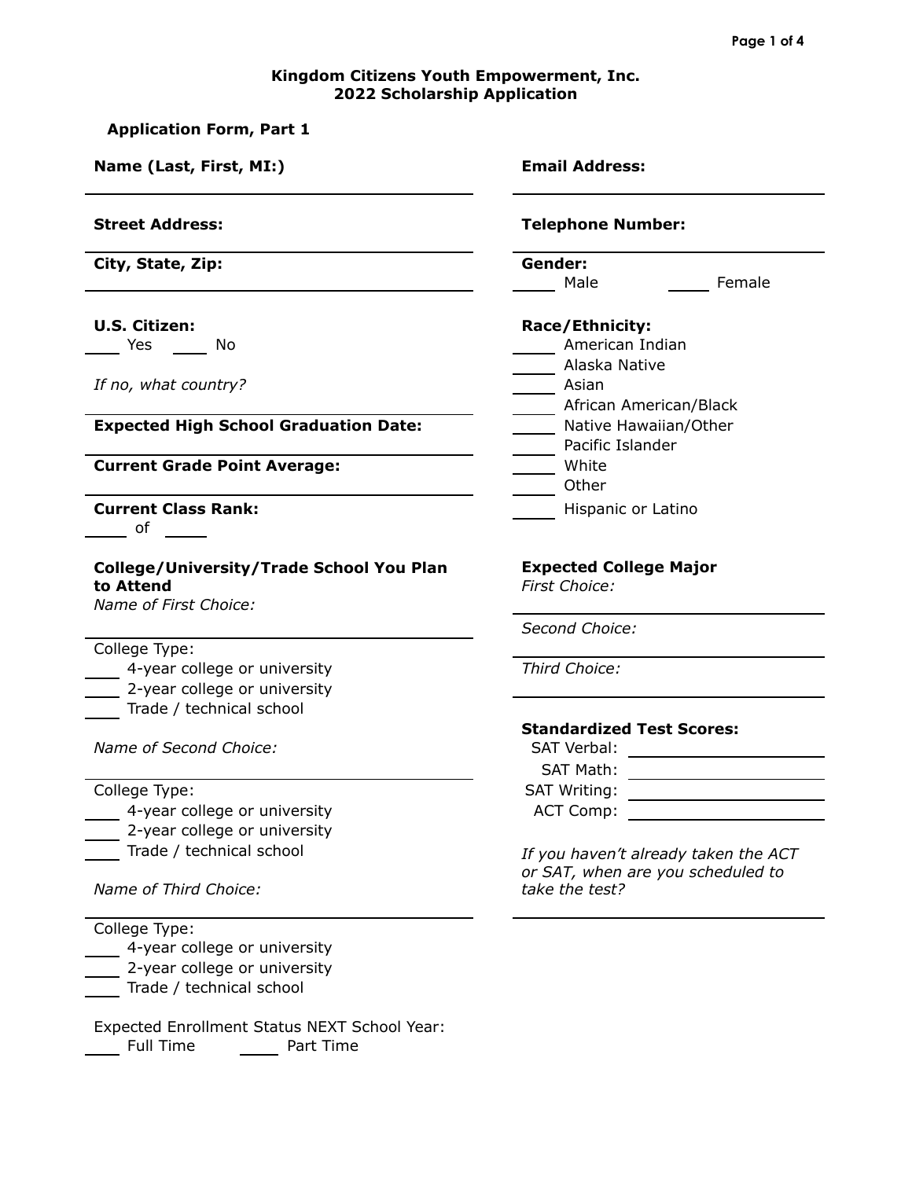**Kingdom Citizens Youth Empowerment, Inc.**
**2022 Scholarship Application**

## Application Form, Part 1

**Name (Last, First, MI:)**

______________________________

**Street Address:**

______________________________

**City, State, Zip:**

______________________________

**U.S. Citizen:**

____ Yes ____ No

*If no, what country?*

______________________________

**Expected High School Graduation Date:**

______________________________

**Current Grade Point Average:**

______________________________

**Current Class Rank:**

____ of ____

**College/University/Trade School You Plan to Attend**

*Name of First Choice:*

______________________________

College Type:

____ 4-year college or university
____ 2-year college or university
____ Trade / technical school

*Name of Second Choice:*

______________________________

College Type:

____ 4-year college or university
____ 2-year college or university
____ Trade / technical school

*Name of Third Choice:*

______________________________

College Type:

____ 4-year college or university
____ 2-year college or university
____ Trade / technical school

Expected Enrollment Status NEXT School Year:

____ Full Time ____ Part Time

**Email Address:**

______________________________

**Telephone Number:**

______________________________

**Gender:**

____ Male ____ Female

**Race/Ethnicity:**

____ American Indian
____ Alaska Native
____ Asian
____ African American/Black
____ Native Hawaiian/Other
____ Pacific Islander
____ White
____ Other
____ Hispanic or Latino

**Expected College Major**

*First Choice:*

______________________________

*Second Choice:*

______________________________

*Third Choice:*

______________________________

**Standardized Test Scores:**

SAT Verbal: ______________

SAT Math: ______________

SAT Writing: ______________

ACT Comp: ______________

*If you haven't already taken the ACT or SAT, when are you scheduled to take the test?*

______________________________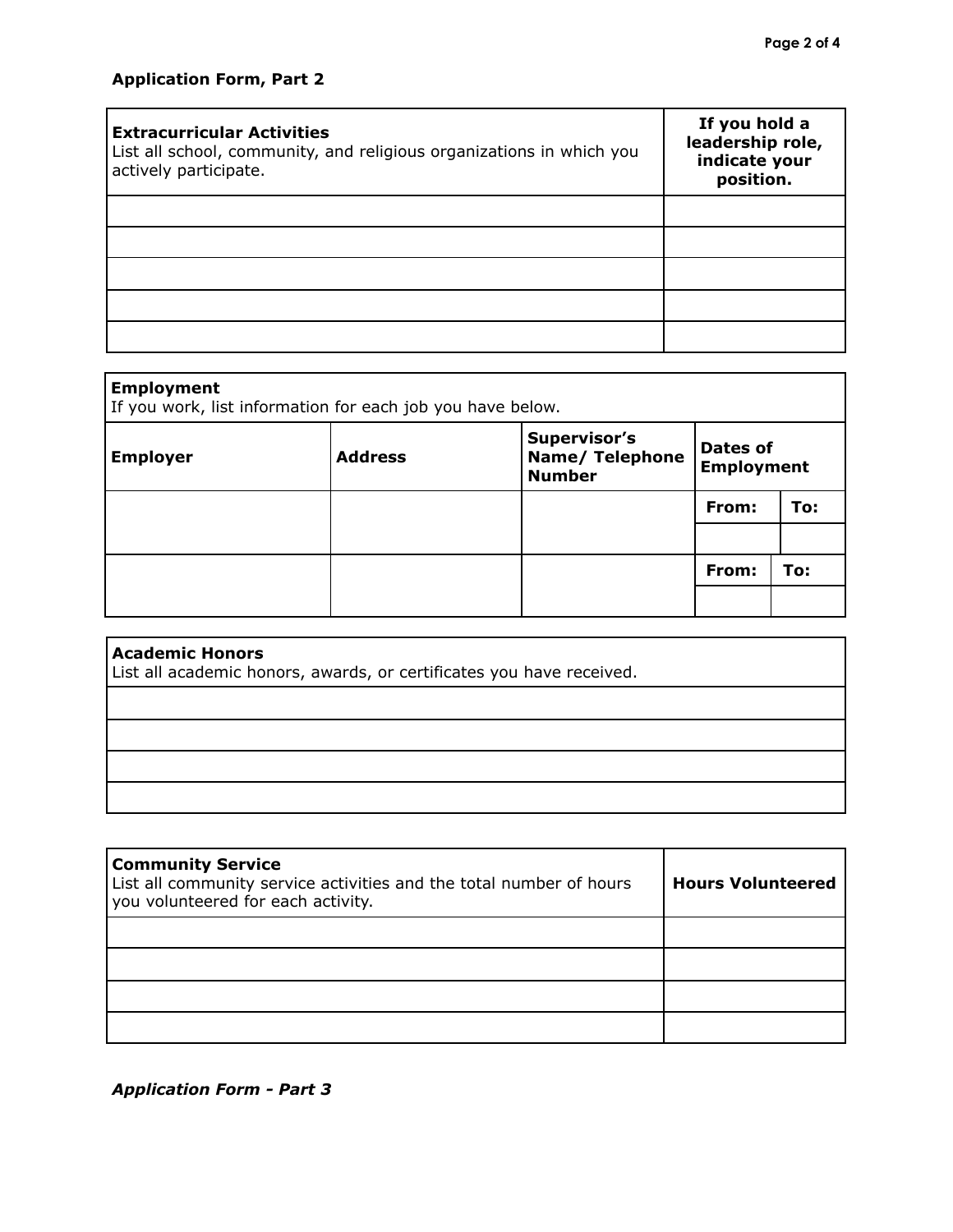### Application Form, Part 2

| **Extracurricular Activities**<br>List all school, community, and religious organizations in which you actively participate. | **If you hold a leadership role, indicate your position.** |
|---|---|
| | |
| | |
| | |
| | |
| | |

| **Employment**<br>If you work, list information for each job you have below. | | | | |
|---|---|---|---|---|
| **Employer** | **Address** | **Supervisor's Name/ Telephone Number** | **Dates of Employment** | |
| | | | **From:** | **To:** |
| | | | | |
| | | | **From:** | **To:** |
| | | | | |

| **Academic Honors**<br>List all academic honors, awards, or certificates you have received. |
|---|
| |
| |
| |
| |

| **Community Service**<br>List all community service activities and the total number of hours you volunteered for each activity. | **Hours Volunteered** |
|---|---|
| | |
| | |
| | |
| | |

***Application Form - Part 3***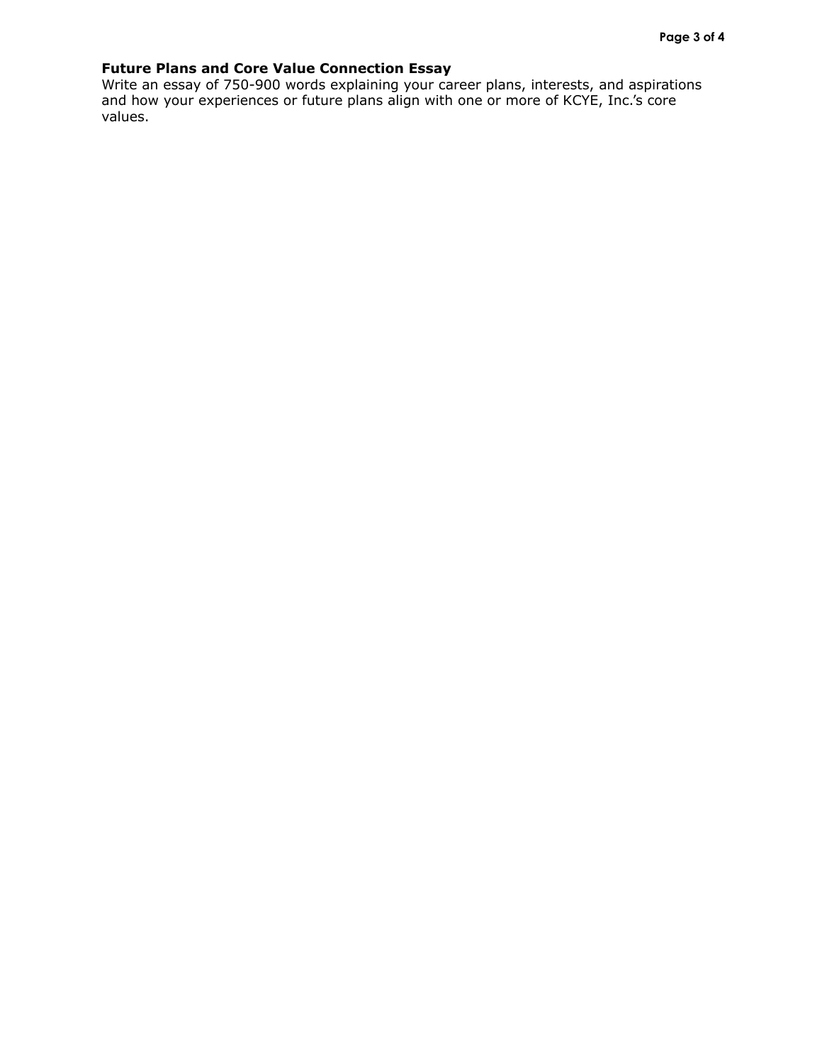**Future Plans and Core Value Connection Essay**

Write an essay of 750-900 words explaining your career plans, interests, and aspirations and how your experiences or future plans align with one or more of KCYE, Inc.'s core values.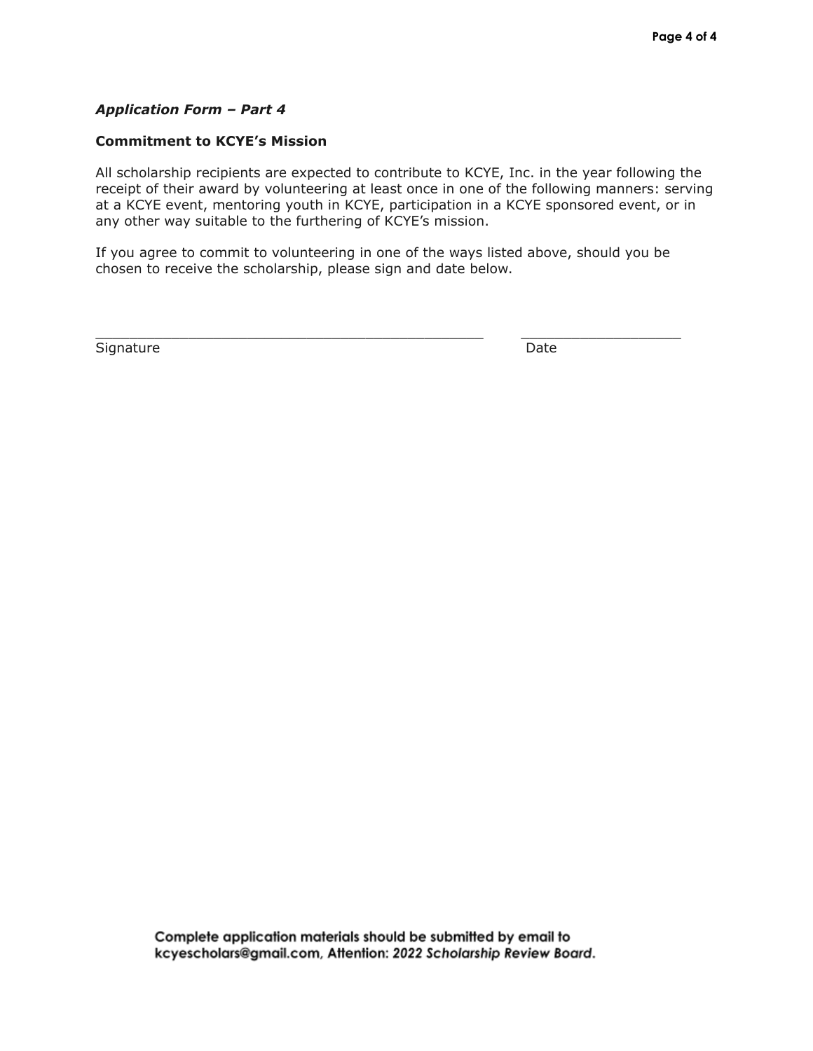***Application Form – Part 4***

**Commitment to KCYE's Mission**

All scholarship recipients are expected to contribute to KCYE, Inc. in the year following the receipt of their award by volunteering at least once in one of the following manners: serving at a KCYE event, mentoring youth in KCYE, participation in a KCYE sponsored event, or in any other way suitable to the furthering of KCYE's mission.

If you agree to commit to volunteering in one of the ways listed above, should you be chosen to receive the scholarship, please sign and date below.

_______________________________________________ ___________________

Signature Date

**Complete application materials should be submitted by email to kcyescholars@gmail.com, Attention: *2022 Scholarship Review Board*.**